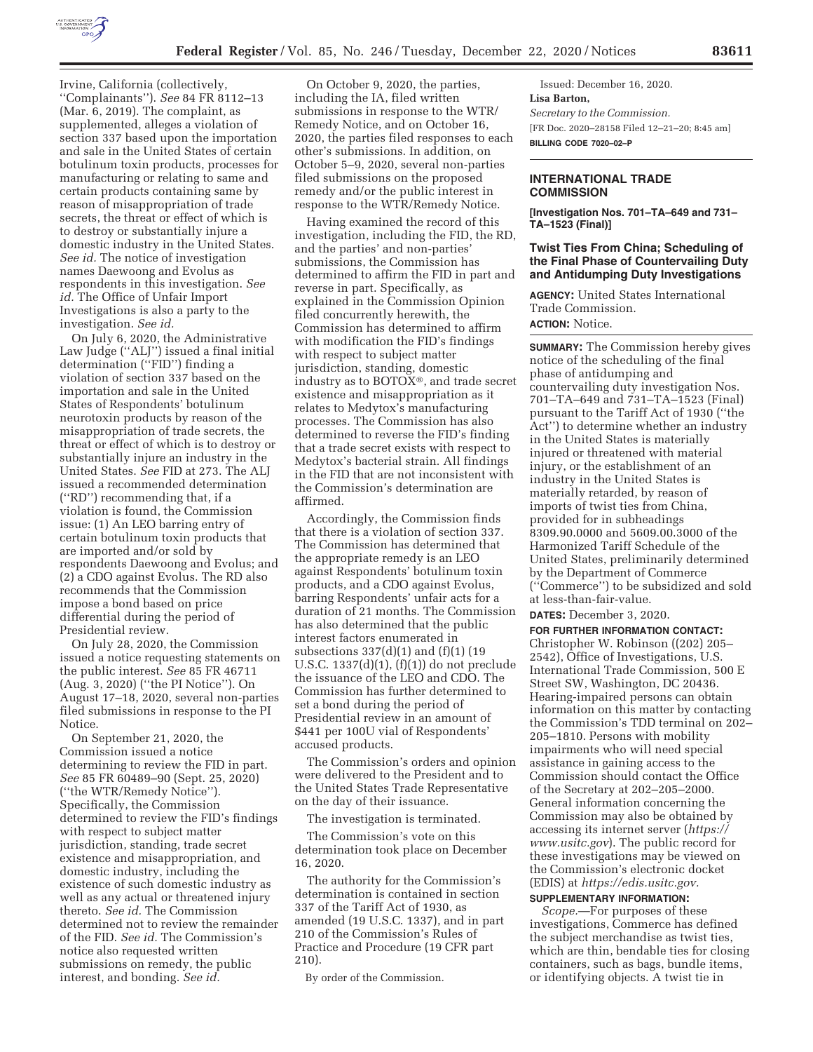Irvine, California (collectively, ''Complainants''). *See* 84 FR 8112–13 (Mar. 6, 2019). The complaint, as supplemented, alleges a violation of section 337 based upon the importation and sale in the United States of certain botulinum toxin products, processes for manufacturing or relating to same and certain products containing same by reason of misappropriation of trade secrets, the threat or effect of which is to destroy or substantially injure a domestic industry in the United States. *See id.* The notice of investigation names Daewoong and Evolus as respondents in this investigation. *See id.* The Office of Unfair Import Investigations is also a party to the investigation. *See id.*

On July 6, 2020, the Administrative Law Judge (''ALJ'') issued a final initial determination (''FID'') finding a violation of section 337 based on the importation and sale in the United States of Respondents' botulinum neurotoxin products by reason of the misappropriation of trade secrets, the threat or effect of which is to destroy or substantially injure an industry in the United States. *See* FID at 273. The ALJ issued a recommended determination (''RD'') recommending that, if a violation is found, the Commission issue: (1) An LEO barring entry of certain botulinum toxin products that are imported and/or sold by respondents Daewoong and Evolus; and (2) a CDO against Evolus. The RD also recommends that the Commission impose a bond based on price differential during the period of Presidential review.

On July 28, 2020, the Commission issued a notice requesting statements on the public interest. *See* 85 FR 46711 (Aug. 3, 2020) (''the PI Notice''). On August 17–18, 2020, several non-parties filed submissions in response to the PI Notice.

On September 21, 2020, the Commission issued a notice determining to review the FID in part. *See* 85 FR 60489–90 (Sept. 25, 2020) (''the WTR/Remedy Notice''). Specifically, the Commission determined to review the FID's findings with respect to subject matter jurisdiction, standing, trade secret existence and misappropriation, and domestic industry, including the existence of such domestic industry as well as any actual or threatened injury thereto. *See id.* The Commission determined not to review the remainder of the FID. *See id.* The Commission's notice also requested written submissions on remedy, the public interest, and bonding. *See id.*

On October 9, 2020, the parties, including the IA, filed written submissions in response to the WTR/Remedy Notice, and on October 16, 2020, the parties filed responses to each other's submissions. In addition, on October 5–9, 2020, several non-parties filed submissions on the proposed remedy and/or the public interest in response to the WTR/Remedy Notice.

Having examined the record of this investigation, including the FID, the RD, and the parties' and non-parties' submissions, the Commission has determined to affirm the FID in part and reverse in part. Specifically, as explained in the Commission Opinion filed concurrently herewith, the Commission has determined to affirm with modification the FID's findings with respect to subject matter jurisdiction, standing, domestic industry as to BOTOX®, and trade secret existence and misappropriation as it relates to Medytox's manufacturing processes. The Commission has also determined to reverse the FID's finding that a trade secret exists with respect to Medytox's bacterial strain. All findings in the FID that are not inconsistent with the Commission's determination are affirmed.

Accordingly, the Commission finds that there is a violation of section 337. The Commission has determined that the appropriate remedy is an LEO against Respondents' botulinum toxin products, and a CDO against Evolus, barring Respondents' unfair acts for a duration of 21 months. The Commission has also determined that the public interest factors enumerated in subsections 337(d)(1) and (f)(1) (19 U.S.C. 1337(d)(1), (f)(1)) do not preclude the issuance of the LEO and CDO. The Commission has further determined to set a bond during the period of Presidential review in an amount of $441 per 100U vial of Respondents' accused products.

The Commission's orders and opinion were delivered to the President and to the United States Trade Representative on the day of their issuance.

The investigation is terminated.

The Commission's vote on this determination took place on December 16, 2020.

The authority for the Commission's determination is contained in section 337 of the Tariff Act of 1930, as amended (19 U.S.C. 1337), and in part 210 of the Commission's Rules of Practice and Procedure (19 CFR part 210).

By order of the Commission.

Issued: December 16, 2020.

**Lisa Barton,**

*Secretary to the Commission.*

[FR Doc. 2020–28158 Filed 12–21–20; 8:45 am]

**BILLING CODE 7020–02–P**

## INTERNATIONAL TRADE COMMISSION

**[Investigation Nos. 701–TA–649 and 731–TA–1523 (Final)]**

## Twist Ties From China; Scheduling of the Final Phase of Countervailing Duty and Antidumping Duty Investigations

**AGENCY:** United States International Trade Commission.

**ACTION:** Notice.

**SUMMARY:** The Commission hereby gives notice of the scheduling of the final phase of antidumping and countervailing duty investigation Nos. 701–TA–649 and 731–TA–1523 (Final) pursuant to the Tariff Act of 1930 (''the Act'') to determine whether an industry in the United States is materially injured or threatened with material injury, or the establishment of an industry in the United States is materially retarded, by reason of imports of twist ties from China, provided for in subheadings 8309.90.0000 and 5609.00.3000 of the Harmonized Tariff Schedule of the United States, preliminarily determined by the Department of Commerce (''Commerce'') to be subsidized and sold at less-than-fair-value.

**DATES:** December 3, 2020.

**FOR FURTHER INFORMATION CONTACT:** Christopher W. Robinson ((202) 205–2542), Office of Investigations, U.S. International Trade Commission, 500 E Street SW, Washington, DC 20436. Hearing-impaired persons can obtain information on this matter by contacting the Commission's TDD terminal on 202–205–1810. Persons with mobility impairments who will need special assistance in gaining access to the Commission should contact the Office of the Secretary at 202–205–2000. General information concerning the Commission may also be obtained by accessing its internet server (*https://www.usitc.gov*). The public record for these investigations may be viewed on the Commission's electronic docket (EDIS) at *https://edis.usitc.gov.*

**SUPPLEMENTARY INFORMATION:**

*Scope.*—For purposes of these investigations, Commerce has defined the subject merchandise as twist ties, which are thin, bendable ties for closing containers, such as bags, bundle items, or identifying objects. A twist tie in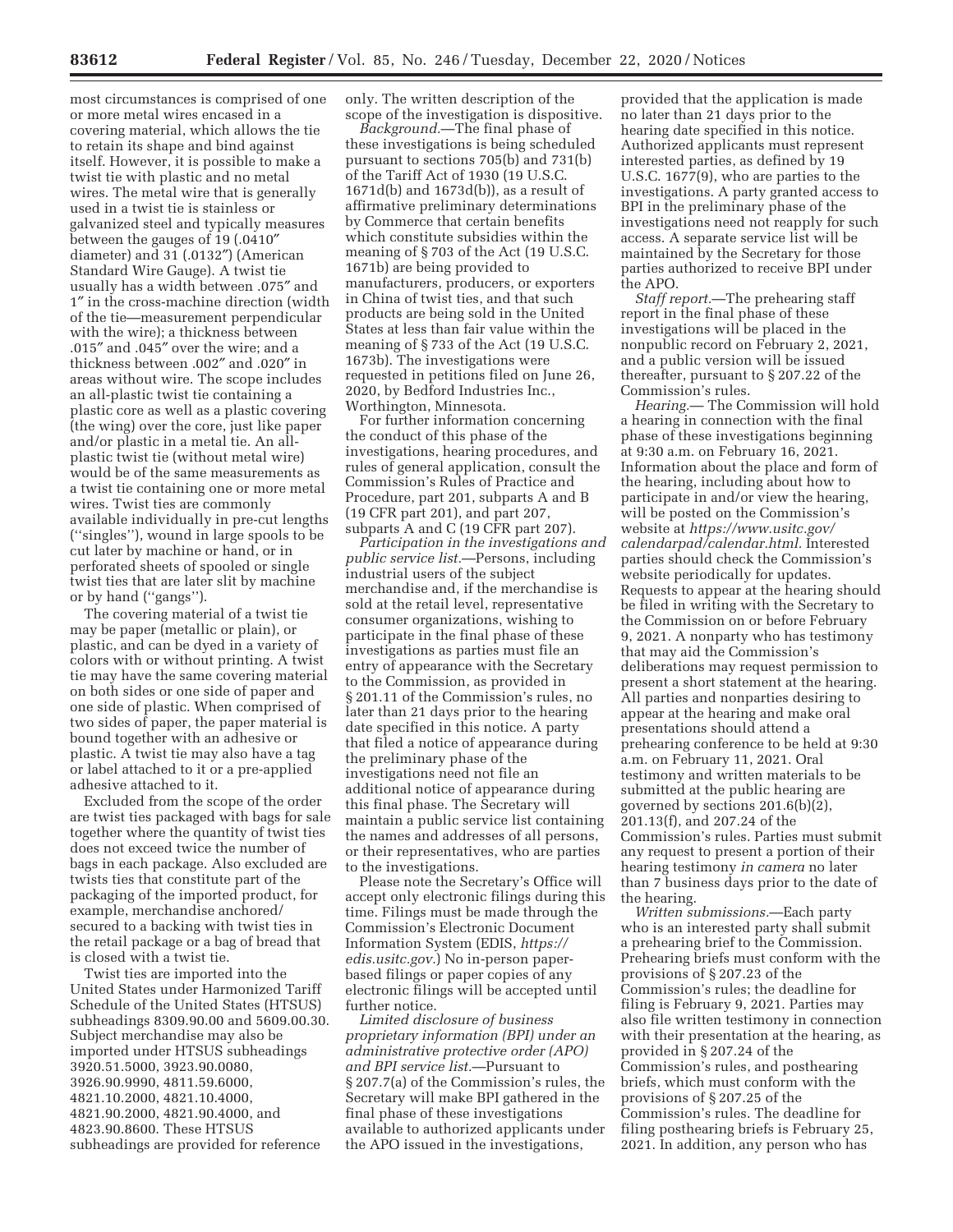most circumstances is comprised of one or more metal wires encased in a covering material, which allows the tie to retain its shape and bind against itself. However, it is possible to make a twist tie with plastic and no metal wires. The metal wire that is generally used in a twist tie is stainless or galvanized steel and typically measures between the gauges of 19 (.0410″ diameter) and 31 (.0132″) (American Standard Wire Gauge). A twist tie usually has a width between .075″ and 1″ in the cross-machine direction (width of the tie—measurement perpendicular with the wire); a thickness between .015″ and .045″ over the wire; and a thickness between .002″ and .020″ in areas without wire. The scope includes an all-plastic twist tie containing a plastic core as well as a plastic covering (the wing) over the core, just like paper and/or plastic in a metal tie. An all-plastic twist tie (without metal wire) would be of the same measurements as a twist tie containing one or more metal wires. Twist ties are commonly available individually in pre-cut lengths (''singles''), wound in large spools to be cut later by machine or hand, or in perforated sheets of spooled or single twist ties that are later slit by machine or by hand (''gangs'').

The covering material of a twist tie may be paper (metallic or plain), or plastic, and can be dyed in a variety of colors with or without printing. A twist tie may have the same covering material on both sides or one side of paper and one side of plastic. When comprised of two sides of paper, the paper material is bound together with an adhesive or plastic. A twist tie may also have a tag or label attached to it or a pre-applied adhesive attached to it.

Excluded from the scope of the order are twist ties packaged with bags for sale together where the quantity of twist ties does not exceed twice the number of bags in each package. Also excluded are twists ties that constitute part of the packaging of the imported product, for example, merchandise anchored/secured to a backing with twist ties in the retail package or a bag of bread that is closed with a twist tie.

Twist ties are imported into the United States under Harmonized Tariff Schedule of the United States (HTSUS) subheadings 8309.90.00 and 5609.00.30. Subject merchandise may also be imported under HTSUS subheadings 3920.51.5000, 3923.90.0080, 3926.90.9990, 4811.59.6000, 4821.10.2000, 4821.10.4000, 4821.90.2000, 4821.90.4000, and 4823.90.8600. These HTSUS subheadings are provided for reference only. The written description of the scope of the investigation is dispositive.

*Background.*—The final phase of these investigations is being scheduled pursuant to sections 705(b) and 731(b) of the Tariff Act of 1930 (19 U.S.C. 1671d(b) and 1673d(b)), as a result of affirmative preliminary determinations by Commerce that certain benefits which constitute subsidies within the meaning of § 703 of the Act (19 U.S.C. 1671b) are being provided to manufacturers, producers, or exporters in China of twist ties, and that such products are being sold in the United States at less than fair value within the meaning of § 733 of the Act (19 U.S.C. 1673b). The investigations were requested in petitions filed on June 26, 2020, by Bedford Industries Inc., Worthington, Minnesota.

For further information concerning the conduct of this phase of the investigations, hearing procedures, and rules of general application, consult the Commission's Rules of Practice and Procedure, part 201, subparts A and B (19 CFR part 201), and part 207, subparts A and C (19 CFR part 207).

*Participation in the investigations and public service list.*—Persons, including industrial users of the subject merchandise and, if the merchandise is sold at the retail level, representative consumer organizations, wishing to participate in the final phase of these investigations as parties must file an entry of appearance with the Secretary to the Commission, as provided in § 201.11 of the Commission's rules, no later than 21 days prior to the hearing date specified in this notice. A party that filed a notice of appearance during the preliminary phase of the investigations need not file an additional notice of appearance during this final phase. The Secretary will maintain a public service list containing the names and addresses of all persons, or their representatives, who are parties to the investigations.

Please note the Secretary's Office will accept only electronic filings during this time. Filings must be made through the Commission's Electronic Document Information System (EDIS, *https://edis.usitc.gov.*) No in-person paper-based filings or paper copies of any electronic filings will be accepted until further notice.

*Limited disclosure of business proprietary information (BPI) under an administrative protective order (APO) and BPI service list.*—Pursuant to § 207.7(a) of the Commission's rules, the Secretary will make BPI gathered in the final phase of these investigations available to authorized applicants under the APO issued in the investigations, provided that the application is made no later than 21 days prior to the hearing date specified in this notice. Authorized applicants must represent interested parties, as defined by 19 U.S.C. 1677(9), who are parties to the investigations. A party granted access to BPI in the preliminary phase of the investigations need not reapply for such access. A separate service list will be maintained by the Secretary for those parties authorized to receive BPI under the APO.

*Staff report.*—The prehearing staff report in the final phase of these investigations will be placed in the nonpublic record on February 2, 2021, and a public version will be issued thereafter, pursuant to § 207.22 of the Commission's rules.

*Hearing.*— The Commission will hold a hearing in connection with the final phase of these investigations beginning at 9:30 a.m. on February 16, 2021. Information about the place and form of the hearing, including about how to participate in and/or view the hearing, will be posted on the Commission's website at *https://www.usitc.gov/calendarpad/calendar.html.* Interested parties should check the Commission's website periodically for updates. Requests to appear at the hearing should be filed in writing with the Secretary to the Commission on or before February 9, 2021. A nonparty who has testimony that may aid the Commission's deliberations may request permission to present a short statement at the hearing. All parties and nonparties desiring to appear at the hearing and make oral presentations should attend a prehearing conference to be held at 9:30 a.m. on February 11, 2021. Oral testimony and written materials to be submitted at the public hearing are governed by sections 201.6(b)(2), 201.13(f), and 207.24 of the Commission's rules. Parties must submit any request to present a portion of their hearing testimony *in camera* no later than 7 business days prior to the date of the hearing.

*Written submissions.*—Each party who is an interested party shall submit a prehearing brief to the Commission. Prehearing briefs must conform with the provisions of § 207.23 of the Commission's rules; the deadline for filing is February 9, 2021. Parties may also file written testimony in connection with their presentation at the hearing, as provided in § 207.24 of the Commission's rules, and posthearing briefs, which must conform with the provisions of § 207.25 of the Commission's rules. The deadline for filing posthearing briefs is February 25, 2021. In addition, any person who has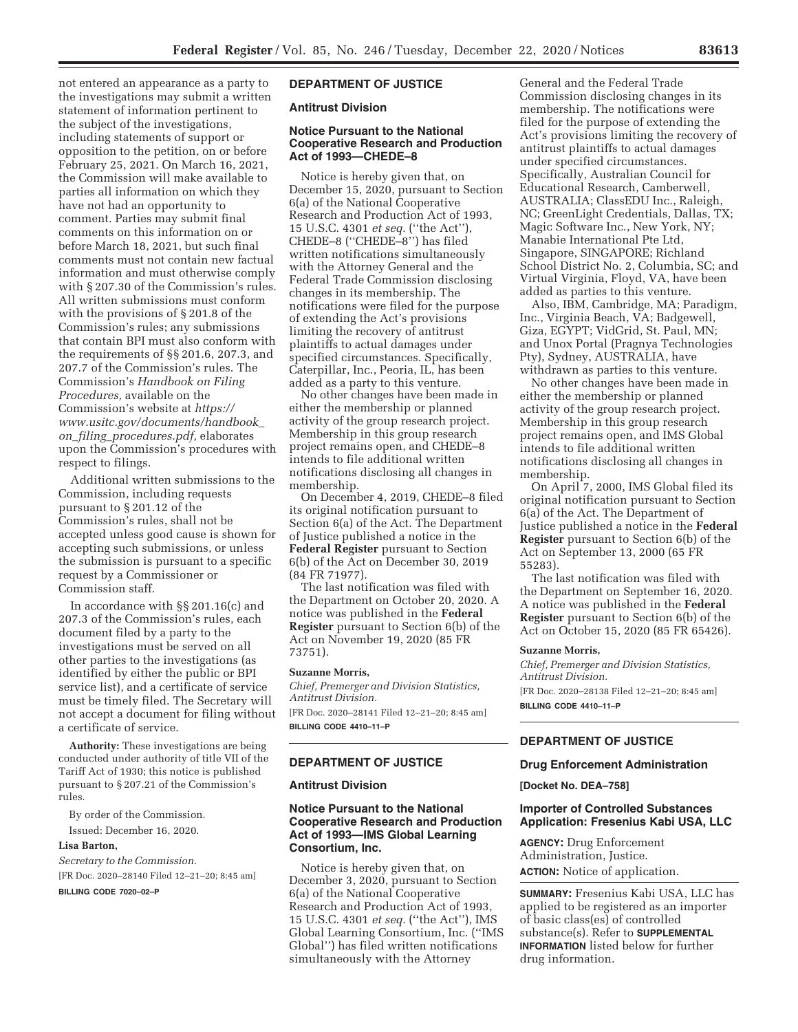not entered an appearance as a party to the investigations may submit a written statement of information pertinent to the subject of the investigations, including statements of support or opposition to the petition, on or before February 25, 2021. On March 16, 2021, the Commission will make available to parties all information on which they have not had an opportunity to comment. Parties may submit final comments on this information on or before March 18, 2021, but such final comments must not contain new factual information and must otherwise comply with § 207.30 of the Commission's rules. All written submissions must conform with the provisions of § 201.8 of the Commission's rules; any submissions that contain BPI must also conform with the requirements of §§ 201.6, 207.3, and 207.7 of the Commission's rules. The Commission's *Handbook on Filing Procedures,* available on the Commission's website at *https://www.usitc.gov/documents/handbook_on_filing_procedures.pdf,* elaborates upon the Commission's procedures with respect to filings.

Additional written submissions to the Commission, including requests pursuant to § 201.12 of the Commission's rules, shall not be accepted unless good cause is shown for accepting such submissions, or unless the submission is pursuant to a specific request by a Commissioner or Commission staff.

In accordance with §§ 201.16(c) and 207.3 of the Commission's rules, each document filed by a party to the investigations must be served on all other parties to the investigations (as identified by either the public or BPI service list), and a certificate of service must be timely filed. The Secretary will not accept a document for filing without a certificate of service.

**Authority:** These investigations are being conducted under authority of title VII of the Tariff Act of 1930; this notice is published pursuant to § 207.21 of the Commission's rules.

By order of the Commission.

Issued: December 16, 2020.

**Lisa Barton,**

*Secretary to the Commission.*

[FR Doc. 2020–28140 Filed 12–21–20; 8:45 am]

**BILLING CODE 7020–02–P**

## DEPARTMENT OF JUSTICE

### Antitrust Division

### Notice Pursuant to the National Cooperative Research and Production Act of 1993—CHEDE–8

Notice is hereby given that, on December 15, 2020, pursuant to Section 6(a) of the National Cooperative Research and Production Act of 1993, 15 U.S.C. 4301 *et seq.* (''the Act''), CHEDE–8 (''CHEDE–8'') has filed written notifications simultaneously with the Attorney General and the Federal Trade Commission disclosing changes in its membership. The notifications were filed for the purpose of extending the Act's provisions limiting the recovery of antitrust plaintiffs to actual damages under specified circumstances. Specifically, Caterpillar, Inc., Peoria, IL, has been added as a party to this venture.

No other changes have been made in either the membership or planned activity of the group research project. Membership in this group research project remains open, and CHEDE–8 intends to file additional written notifications disclosing all changes in membership.

On December 4, 2019, CHEDE–8 filed its original notification pursuant to Section 6(a) of the Act. The Department of Justice published a notice in the **Federal Register** pursuant to Section 6(b) of the Act on December 30, 2019 (84 FR 71977).

The last notification was filed with the Department on October 20, 2020. A notice was published in the **Federal Register** pursuant to Section 6(b) of the Act on November 19, 2020 (85 FR 73751).

**Suzanne Morris,**

*Chief, Premerger and Division Statistics, Antitrust Division.*

[FR Doc. 2020–28141 Filed 12–21–20; 8:45 am]

**BILLING CODE 4410–11–P**

## DEPARTMENT OF JUSTICE

### Antitrust Division

### Notice Pursuant to the National Cooperative Research and Production Act of 1993—IMS Global Learning Consortium, Inc.

Notice is hereby given that, on December 3, 2020, pursuant to Section 6(a) of the National Cooperative Research and Production Act of 1993, 15 U.S.C. 4301 *et seq.* (''the Act''), IMS Global Learning Consortium, Inc. (''IMS Global'') has filed written notifications simultaneously with the Attorney General and the Federal Trade Commission disclosing changes in its membership. The notifications were filed for the purpose of extending the Act's provisions limiting the recovery of antitrust plaintiffs to actual damages under specified circumstances. Specifically, Australian Council for Educational Research, Camberwell, AUSTRALIA; ClassEDU Inc., Raleigh, NC; GreenLight Credentials, Dallas, TX; Magic Software Inc., New York, NY; Manabie International Pte Ltd, Singapore, SINGAPORE; Richland School District No. 2, Columbia, SC; and Virtual Virginia, Floyd, VA, have been added as parties to this venture.

Also, IBM, Cambridge, MA; Paradigm, Inc., Virginia Beach, VA; Badgewell, Giza, EGYPT; VidGrid, St. Paul, MN; and Unox Portal (Pragnya Technologies Pty), Sydney, AUSTRALIA, have withdrawn as parties to this venture.

No other changes have been made in either the membership or planned activity of the group research project. Membership in this group research project remains open, and IMS Global intends to file additional written notifications disclosing all changes in membership.

On April 7, 2000, IMS Global filed its original notification pursuant to Section 6(a) of the Act. The Department of Justice published a notice in the **Federal Register** pursuant to Section 6(b) of the Act on September 13, 2000 (65 FR 55283).

The last notification was filed with the Department on September 16, 2020. A notice was published in the **Federal Register** pursuant to Section 6(b) of the Act on October 15, 2020 (85 FR 65426).

**Suzanne Morris,**

*Chief, Premerger and Division Statistics, Antitrust Division.*

[FR Doc. 2020–28138 Filed 12–21–20; 8:45 am]

**BILLING CODE 4410–11–P**

## DEPARTMENT OF JUSTICE

### Drug Enforcement Administration

**[Docket No. DEA–758]**

### Importer of Controlled Substances Application: Fresenius Kabi USA, LLC

**AGENCY:** Drug Enforcement Administration, Justice.

**ACTION:** Notice of application.

**SUMMARY:** Fresenius Kabi USA, LLC has applied to be registered as an importer of basic class(es) of controlled substance(s). Refer to **SUPPLEMENTAL INFORMATION** listed below for further drug information.